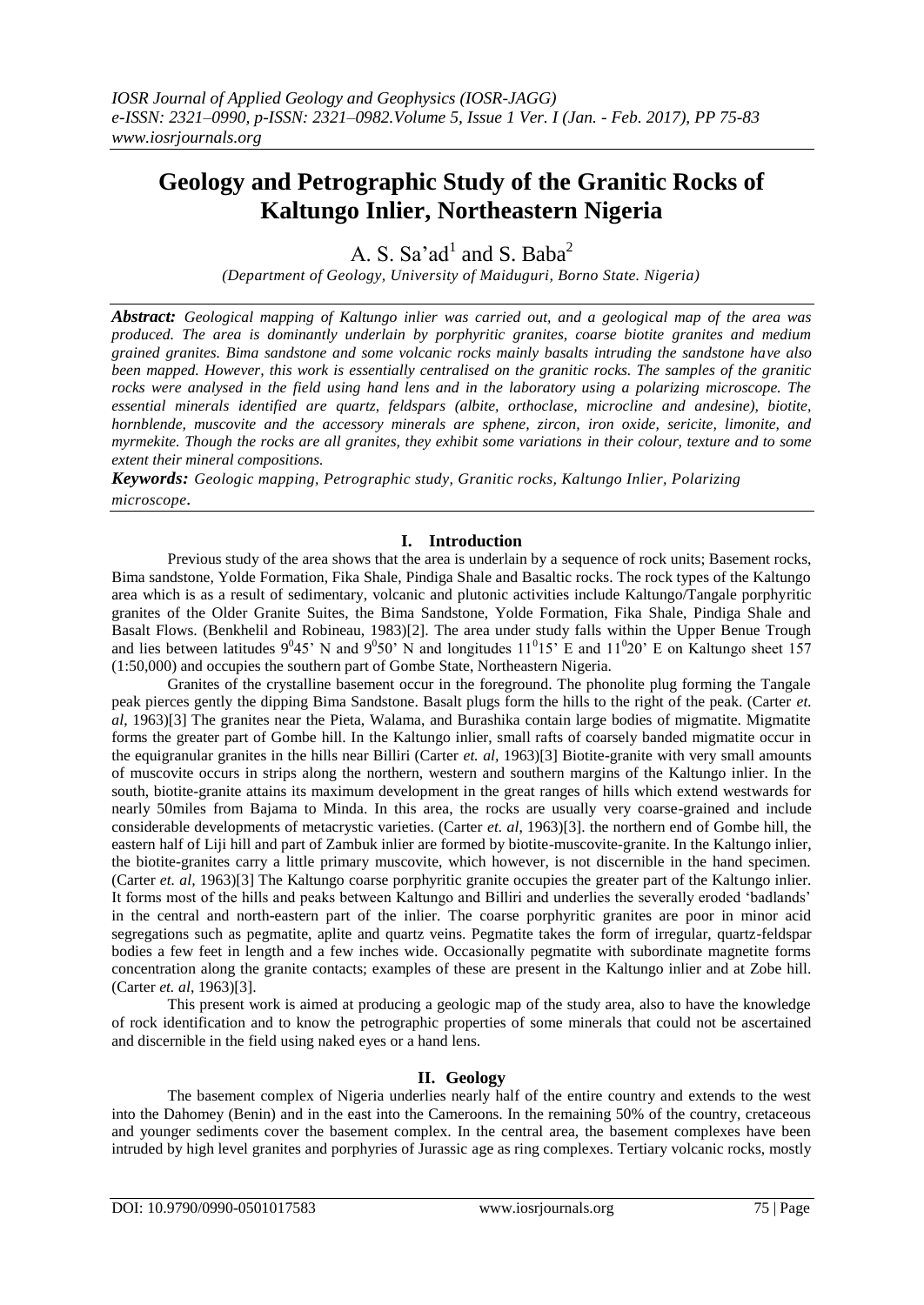# Geology and Petrographic Study of the Granitic Rocks of Kaltungo Inlier, Northeastern Nigeria

A. S. Sa'ad[1] and S. Baba[2]

*(Department of Geology, University of Maiduguri, Borno State. Nigeria)*

***Abstract:*** *Geological mapping of Kaltungo inlier was carried out, and a geological map of the area was produced. The area is dominantly underlain by porphyritic granites, coarse biotite granites and medium grained granites. Bima sandstone and some volcanic rocks mainly basalts intruding the sandstone have also been mapped. However, this work is essentially centralised on the granitic rocks. The samples of the granitic rocks were analysed in the field using hand lens and in the laboratory using a polarizing microscope. The essential minerals identified are quartz, feldspars (albite, orthoclase, microcline and andesine), biotite, hornblende, muscovite and the accessory minerals are sphene, zircon, iron oxide, sericite, limonite, and myrmekite. Though the rocks are all granites, they exhibit some variations in their colour, texture and to some extent their mineral compositions.*

***Keywords:*** *Geologic mapping, Petrographic study, Granitic rocks, Kaltungo Inlier, Polarizing microscope.*

## I. Introduction

Previous study of the area shows that the area is underlain by a sequence of rock units; Basement rocks, Bima sandstone, Yolde Formation, Fika Shale, Pindiga Shale and Basaltic rocks. The rock types of the Kaltungo area which is as a result of sedimentary, volcanic and plutonic activities include Kaltungo/Tangale porphyritic granites of the Older Granite Suites, the Bima Sandstone, Yolde Formation, Fika Shale, Pindiga Shale and Basalt Flows. (Benkhelil and Robineau, 1983)[2]. The area under study falls within the Upper Benue Trough and lies between latitudes $9^0 45'$ N and $9^0 50'$ N and longitudes $11^0 15'$ E and $11^0 20'$ E on Kaltungo sheet 157 (1:50,000) and occupies the southern part of Gombe State, Northeastern Nigeria.

Granites of the crystalline basement occur in the foreground. The phonolite plug forming the Tangale peak pierces gently the dipping Bima Sandstone. Basalt plugs form the hills to the right of the peak. (Carter *et. al*, 1963)[3] The granites near the Pieta, Walama, and Burashika contain large bodies of migmatite. Migmatite forms the greater part of Gombe hill. In the Kaltungo inlier, small rafts of coarsely banded migmatite occur in the equigranular granites in the hills near Billiri (Carter *et. al*, 1963)[3] Biotite-granite with very small amounts of muscovite occurs in strips along the northern, western and southern margins of the Kaltungo inlier. In the south, biotite-granite attains its maximum development in the great ranges of hills which extend westwards for nearly 50miles from Bajama to Minda. In this area, the rocks are usually very coarse-grained and include considerable developments of metacrystic varieties. (Carter *et. al*, 1963)[3]. the northern end of Gombe hill, the eastern half of Liji hill and part of Zambuk inlier are formed by biotite-muscovite-granite. In the Kaltungo inlier, the biotite-granites carry a little primary muscovite, which however, is not discernible in the hand specimen. (Carter *et. al*, 1963)[3] The Kaltungo coarse porphyritic granite occupies the greater part of the Kaltungo inlier. It forms most of the hills and peaks between Kaltungo and Billiri and underlies the severally eroded 'badlands' in the central and north-eastern part of the inlier. The coarse porphyritic granites are poor in minor acid segregations such as pegmatite, aplite and quartz veins. Pegmatite takes the form of irregular, quartz-feldspar bodies a few feet in length and a few inches wide. Occasionally pegmatite with subordinate magnetite forms concentration along the granite contacts; examples of these are present in the Kaltungo inlier and at Zobe hill. (Carter *et. al*, 1963)[3].

This present work is aimed at producing a geologic map of the study area, also to have the knowledge of rock identification and to know the petrographic properties of some minerals that could not be ascertained and discernible in the field using naked eyes or a hand lens.

## II. Geology

The basement complex of Nigeria underlies nearly half of the entire country and extends to the west into the Dahomey (Benin) and in the east into the Cameroons. In the remaining 50% of the country, cretaceous and younger sediments cover the basement complex. In the central area, the basement complexes have been intruded by high level granites and porphyries of Jurassic age as ring complexes. Tertiary volcanic rocks, mostly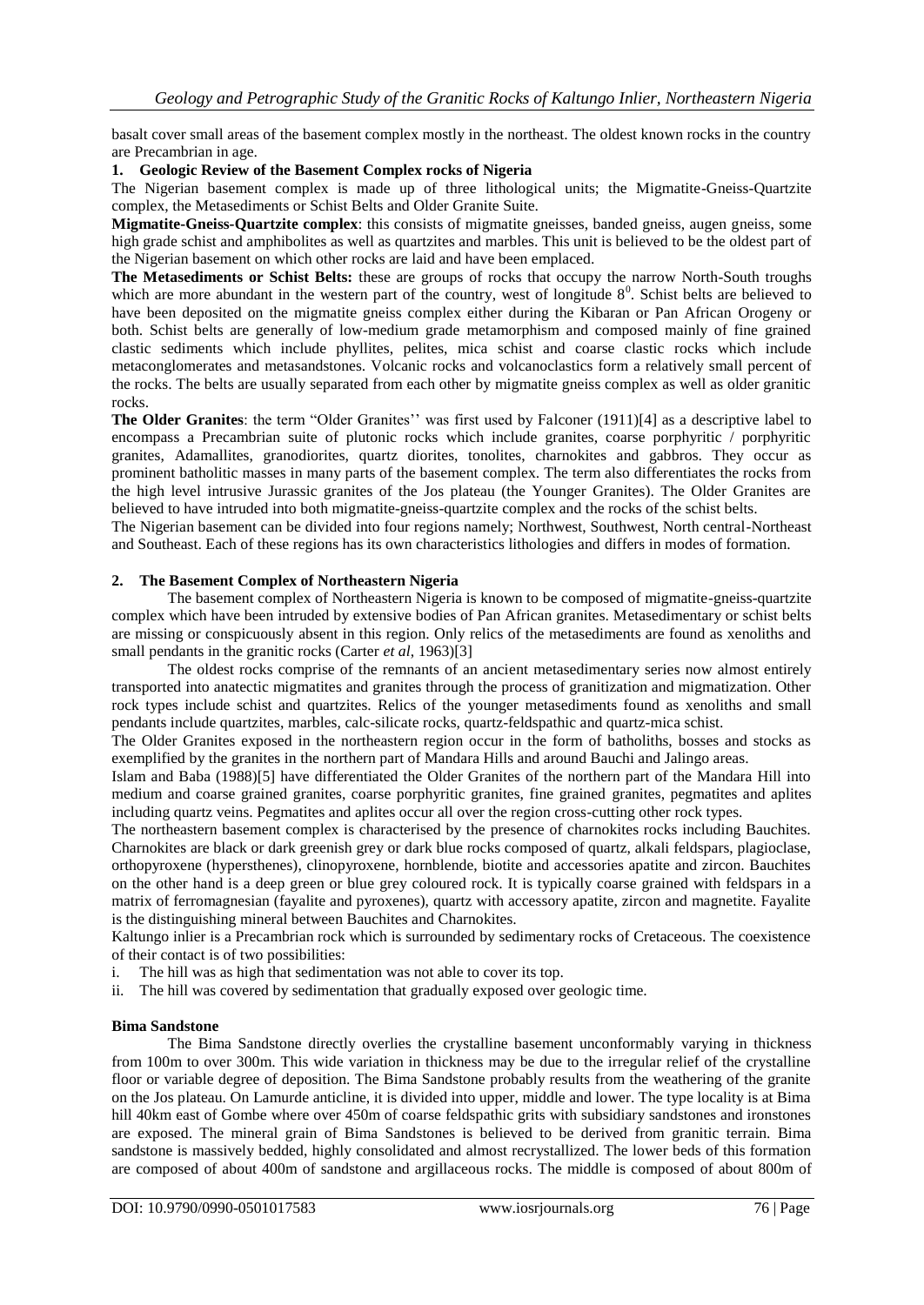basalt cover small areas of the basement complex mostly in the northeast. The oldest known rocks in the country are Precambrian in age.

## 1. Geologic Review of the Basement Complex rocks of Nigeria

The Nigerian basement complex is made up of three lithological units; the Migmatite-Gneiss-Quartzite complex, the Metasediments or Schist Belts and Older Granite Suite.

**Migmatite-Gneiss-Quartzite complex**: this consists of migmatite gneisses, banded gneiss, augen gneiss, some high grade schist and amphibolites as well as quartzites and marbles. This unit is believed to be the oldest part of the Nigerian basement on which other rocks are laid and have been emplaced.

**The Metasediments or Schist Belts:** these are groups of rocks that occupy the narrow North-South troughs which are more abundant in the western part of the country, west of longitude $8^0$. Schist belts are believed to have been deposited on the migmatite gneiss complex either during the Kibaran or Pan African Orogeny or both. Schist belts are generally of low-medium grade metamorphism and composed mainly of fine grained clastic sediments which include phyllites, pelites, mica schist and coarse clastic rocks which include metaconglomerates and metasandstones. Volcanic rocks and volcanoclastics form a relatively small percent of the rocks. The belts are usually separated from each other by migmatite gneiss complex as well as older granitic rocks.

**The Older Granites**: the term "Older Granites'' was first used by Falconer (1911)[4] as a descriptive label to encompass a Precambrian suite of plutonic rocks which include granites, coarse porphyritic / porphyritic granites, Adamallites, granodiorites, quartz diorites, tonolites, charnokites and gabbros. They occur as prominent batholitic masses in many parts of the basement complex. The term also differentiates the rocks from the high level intrusive Jurassic granites of the Jos plateau (the Younger Granites). The Older Granites are believed to have intruded into both migmatite-gneiss-quartzite complex and the rocks of the schist belts.

The Nigerian basement can be divided into four regions namely; Northwest, Southwest, North central-Northeast and Southeast. Each of these regions has its own characteristics lithologies and differs in modes of formation.

## 2. The Basement Complex of Northeastern Nigeria

The basement complex of Northeastern Nigeria is known to be composed of migmatite-gneiss-quartzite complex which have been intruded by extensive bodies of Pan African granites. Metasedimentary or schist belts are missing or conspicuously absent in this region. Only relics of the metasediments are found as xenoliths and small pendants in the granitic rocks (Carter *et al*, 1963)[3]

The oldest rocks comprise of the remnants of an ancient metasedimentary series now almost entirely transported into anatectic migmatites and granites through the process of granitization and migmatization. Other rock types include schist and quartzites. Relics of the younger metasediments found as xenoliths and small pendants include quartzites, marbles, calc-silicate rocks, quartz-feldspathic and quartz-mica schist.

The Older Granites exposed in the northeastern region occur in the form of batholiths, bosses and stocks as exemplified by the granites in the northern part of Mandara Hills and around Bauchi and Jalingo areas.

Islam and Baba (1988)[5] have differentiated the Older Granites of the northern part of the Mandara Hill into medium and coarse grained granites, coarse porphyritic granites, fine grained granites, pegmatites and aplites including quartz veins. Pegmatites and aplites occur all over the region cross-cutting other rock types.

The northeastern basement complex is characterised by the presence of charnokites rocks including Bauchites. Charnokites are black or dark greenish grey or dark blue rocks composed of quartz, alkali feldspars, plagioclase, orthopyroxene (hypersthenes), clinopyroxene, hornblende, biotite and accessories apatite and zircon. Bauchites on the other hand is a deep green or blue grey coloured rock. It is typically coarse grained with feldspars in a matrix of ferromagnesian (fayalite and pyroxenes), quartz with accessory apatite, zircon and magnetite. Fayalite is the distinguishing mineral between Bauchites and Charnokites.

Kaltungo inlier is a Precambrian rock which is surrounded by sedimentary rocks of Cretaceous. The coexistence of their contact is of two possibilities:

i. The hill was as high that sedimentation was not able to cover its top.
ii. The hill was covered by sedimentation that gradually exposed over geologic time.

**Bima Sandstone**

The Bima Sandstone directly overlies the crystalline basement unconformably varying in thickness from 100m to over 300m. This wide variation in thickness may be due to the irregular relief of the crystalline floor or variable degree of deposition. The Bima Sandstone probably results from the weathering of the granite on the Jos plateau. On Lamurde anticline, it is divided into upper, middle and lower. The type locality is at Bima hill 40km east of Gombe where over 450m of coarse feldspathic grits with subsidiary sandstones and ironstones are exposed. The mineral grain of Bima Sandstones is believed to be derived from granitic terrain. Bima sandstone is massively bedded, highly consolidated and almost recrystallized. The lower beds of this formation are composed of about 400m of sandstone and argillaceous rocks. The middle is composed of about 800m of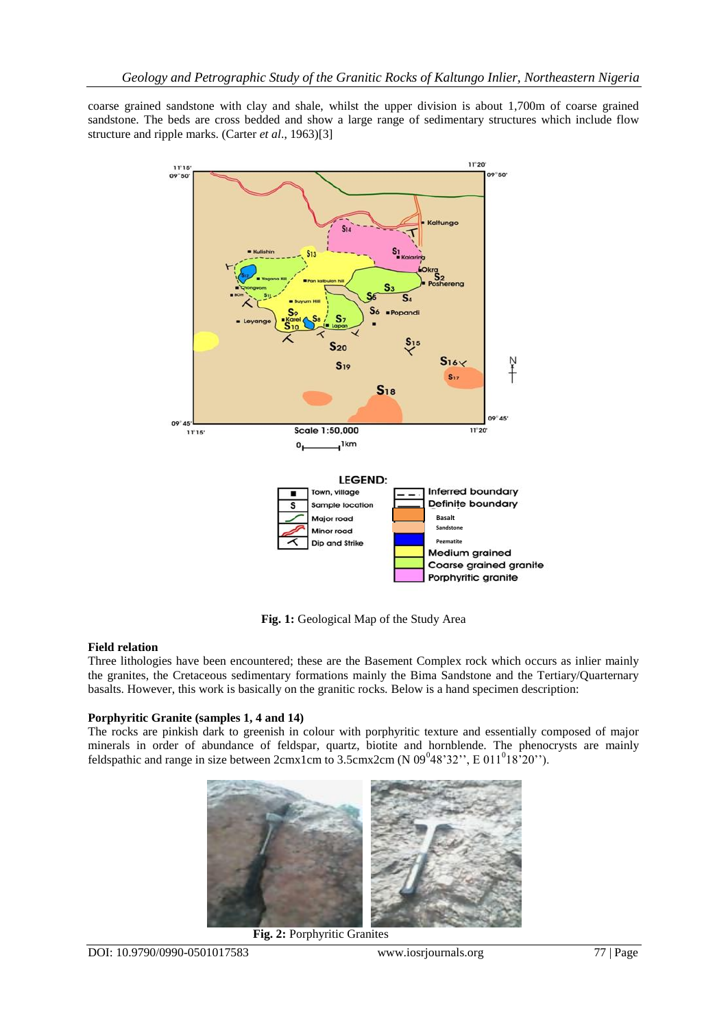coarse grained sandstone with clay and shale, whilst the upper division is about 1,700m of coarse grained sandstone. The beds are cross bedded and show a large range of sedimentary structures which include flow structure and ripple marks. (Carter *et al*., 1963)[3]

**Fig. 1:** Geological Map of the Study Area

**Field relation**

Three lithologies have been encountered; these are the Basement Complex rock which occurs as inlier mainly the granites, the Cretaceous sedimentary formations mainly the Bima Sandstone and the Tertiary/Quarternary basalts. However, this work is basically on the granitic rocks. Below is a hand specimen description:

**Porphyritic Granite (samples 1, 4 and 14)**

The rocks are pinkish dark to greenish in colour with porphyritic texture and essentially composed of major minerals in order of abundance of feldspar, quartz, biotite and hornblende. The phenocrysts are mainly feldspathic and range in size between 2cmx1cm to 3.5cmx2cm (N 09$^{0}$48'32'', E 011$^{0}$18'20'').

**Fig. 2:** Porphyritic Granites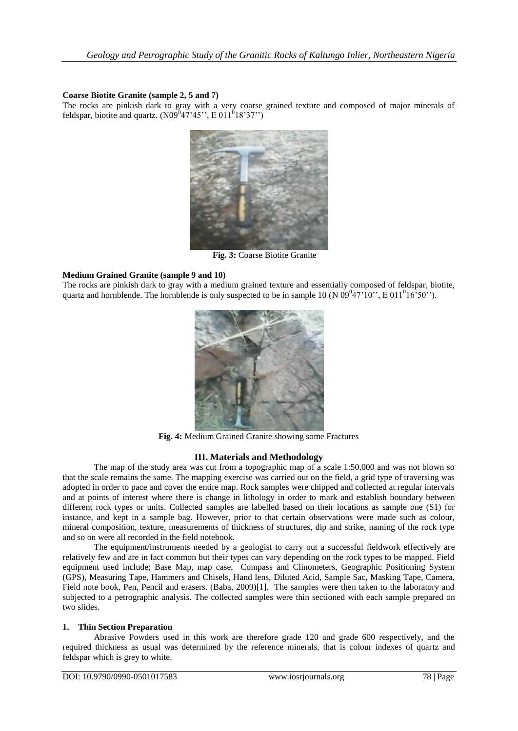**Coarse Biotite Granite (sample 2, 5 and 7)**

The rocks are pinkish dark to gray with a very coarse grained texture and composed of major minerals of feldspar, biotite and quartz. (N09$^{0}$47'45'', E 011$^{0}$18'37'')

**Fig. 3:** Coarse Biotite Granite

**Medium Grained Granite (sample 9 and 10)**

The rocks are pinkish dark to gray with a medium grained texture and essentially composed of feldspar, biotite, quartz and hornblende. The hornblende is only suspected to be in sample 10 (N 09$^{0}$47'10'', E 011$^{0}$16'50'').

**Fig. 4:** Medium Grained Granite showing some Fractures

## III. Materials and Methodology

The map of the study area was cut from a topographic map of a scale 1:50,000 and was not blown so that the scale remains the same. The mapping exercise was carried out on the field, a grid type of traversing was adopted in order to pace and cover the entire map. Rock samples were chipped and collected at regular intervals and at points of interest where there is change in lithology in order to mark and establish boundary between different rock types or units. Collected samples are labelled based on their locations as sample one (S1) for instance, and kept in a sample bag. However, prior to that certain observations were made such as colour, mineral composition, texture, measurements of thickness of structures, dip and strike, naming of the rock type and so on were all recorded in the field notebook.

The equipment/instruments needed by a geologist to carry out a successful fieldwork effectively are relatively few and are in fact common but their types can vary depending on the rock types to be mapped. Field equipment used include; Base Map, map case, Compass and Clinometers, Geographic Positioning System (GPS), Measuring Tape, Hammers and Chisels, Hand lens, Diluted Acid, Sample Sac, Masking Tape, Camera, Field note book, Pen, Pencil and erasers. (Baba, 2009)[1]. The samples were then taken to the laboratory and subjected to a petrographic analysis. The collected samples were thin sectioned with each sample prepared on two slides.

### 1. Thin Section Preparation

Abrasive Powders used in this work are therefore grade 120 and grade 600 respectively, and the required thickness as usual was determined by the reference minerals, that is colour indexes of quartz and feldspar which is grey to white.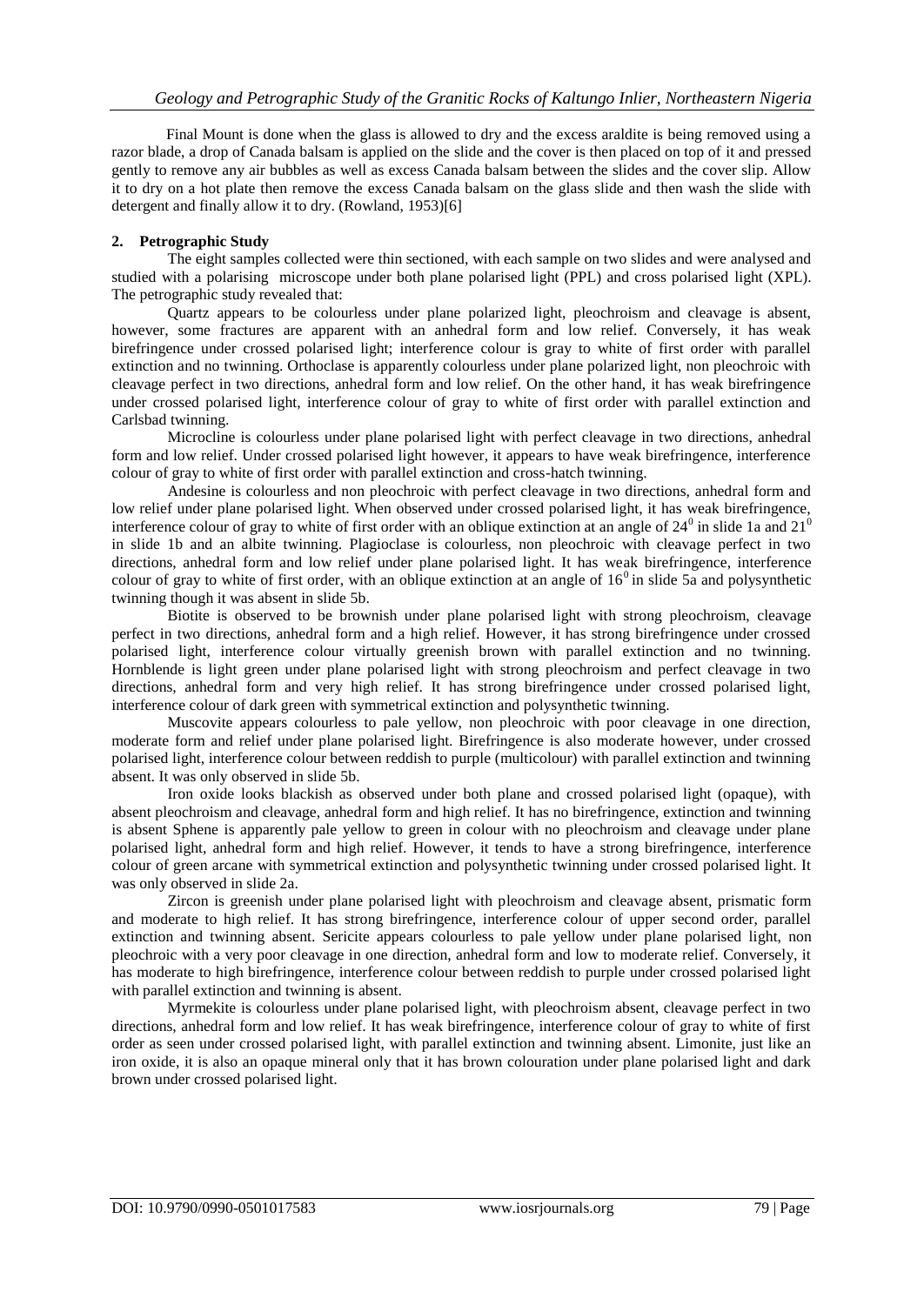Final Mount is done when the glass is allowed to dry and the excess araldite is being removed using a razor blade, a drop of Canada balsam is applied on the slide and the cover is then placed on top of it and pressed gently to remove any air bubbles as well as excess Canada balsam between the slides and the cover slip. Allow it to dry on a hot plate then remove the excess Canada balsam on the glass slide and then wash the slide with detergent and finally allow it to dry. (Rowland, 1953)[6]

## 2. Petrographic Study

The eight samples collected were thin sectioned, with each sample on two slides and were analysed and studied with a polarising microscope under both plane polarised light (PPL) and cross polarised light (XPL). The petrographic study revealed that:

Quartz appears to be colourless under plane polarized light, pleochroism and cleavage is absent, however, some fractures are apparent with an anhedral form and low relief. Conversely, it has weak birefringence under crossed polarised light; interference colour is gray to white of first order with parallel extinction and no twinning. Orthoclase is apparently colourless under plane polarized light, non pleochroic with cleavage perfect in two directions, anhedral form and low relief. On the other hand, it has weak birefringence under crossed polarised light, interference colour of gray to white of first order with parallel extinction and Carlsbad twinning.

Microcline is colourless under plane polarised light with perfect cleavage in two directions, anhedral form and low relief. Under crossed polarised light however, it appears to have weak birefringence, interference colour of gray to white of first order with parallel extinction and cross-hatch twinning.

Andesine is colourless and non pleochroic with perfect cleavage in two directions, anhedral form and low relief under plane polarised light. When observed under crossed polarised light, it has weak birefringence, interference colour of gray to white of first order with an oblique extinction at an angle of $24^0$ in slide 1a and $21^0$ in slide 1b and an albite twinning. Plagioclase is colourless, non pleochroic with cleavage perfect in two directions, anhedral form and low relief under plane polarised light. It has weak birefringence, interference colour of gray to white of first order, with an oblique extinction at an angle of $16^0$ in slide 5a and polysynthetic twinning though it was absent in slide 5b.

Biotite is observed to be brownish under plane polarised light with strong pleochroism, cleavage perfect in two directions, anhedral form and a high relief. However, it has strong birefringence under crossed polarised light, interference colour virtually greenish brown with parallel extinction and no twinning. Hornblende is light green under plane polarised light with strong pleochroism and perfect cleavage in two directions, anhedral form and very high relief. It has strong birefringence under crossed polarised light, interference colour of dark green with symmetrical extinction and polysynthetic twinning.

Muscovite appears colourless to pale yellow, non pleochroic with poor cleavage in one direction, moderate form and relief under plane polarised light. Birefringence is also moderate however, under crossed polarised light, interference colour between reddish to purple (multicolour) with parallel extinction and twinning absent. It was only observed in slide 5b.

Iron oxide looks blackish as observed under both plane and crossed polarised light (opaque), with absent pleochroism and cleavage, anhedral form and high relief. It has no birefringence, extinction and twinning is absent Sphene is apparently pale yellow to green in colour with no pleochroism and cleavage under plane polarised light, anhedral form and high relief. However, it tends to have a strong birefringence, interference colour of green arcane with symmetrical extinction and polysynthetic twinning under crossed polarised light. It was only observed in slide 2a.

Zircon is greenish under plane polarised light with pleochroism and cleavage absent, prismatic form and moderate to high relief. It has strong birefringence, interference colour of upper second order, parallel extinction and twinning absent. Sericite appears colourless to pale yellow under plane polarised light, non pleochroic with a very poor cleavage in one direction, anhedral form and low to moderate relief. Conversely, it has moderate to high birefringence, interference colour between reddish to purple under crossed polarised light with parallel extinction and twinning is absent.

Myrmekite is colourless under plane polarised light, with pleochroism absent, cleavage perfect in two directions, anhedral form and low relief. It has weak birefringence, interference colour of gray to white of first order as seen under crossed polarised light, with parallel extinction and twinning absent. Limonite, just like an iron oxide, it is also an opaque mineral only that it has brown colouration under plane polarised light and dark brown under crossed polarised light.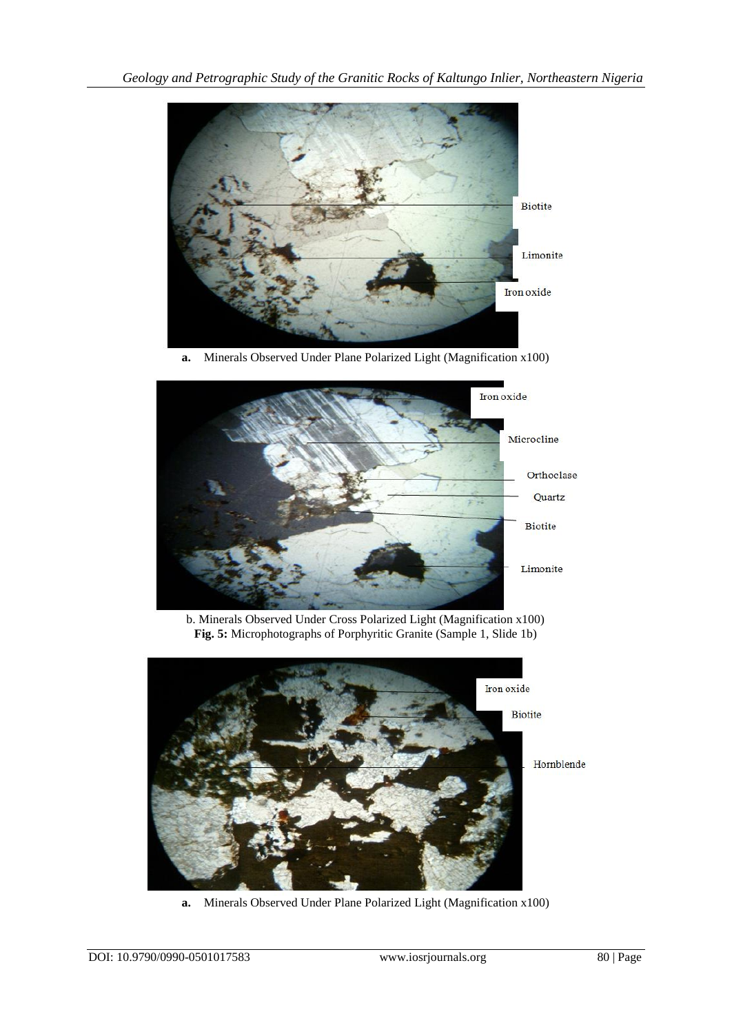Biotite

Limonite

Iron oxide

**a.** Minerals Observed Under Plane Polarized Light (Magnification x100)

Iron oxide

Microcline

Orthoclase

Quartz

Biotite

Limonite

b. Minerals Observed Under Cross Polarized Light (Magnification x100)

**Fig. 5:** Microphotographs of Porphyritic Granite (Sample 1, Slide 1b)

Iron oxide

Biotite

Hornblende

**a.** Minerals Observed Under Plane Polarized Light (Magnification x100)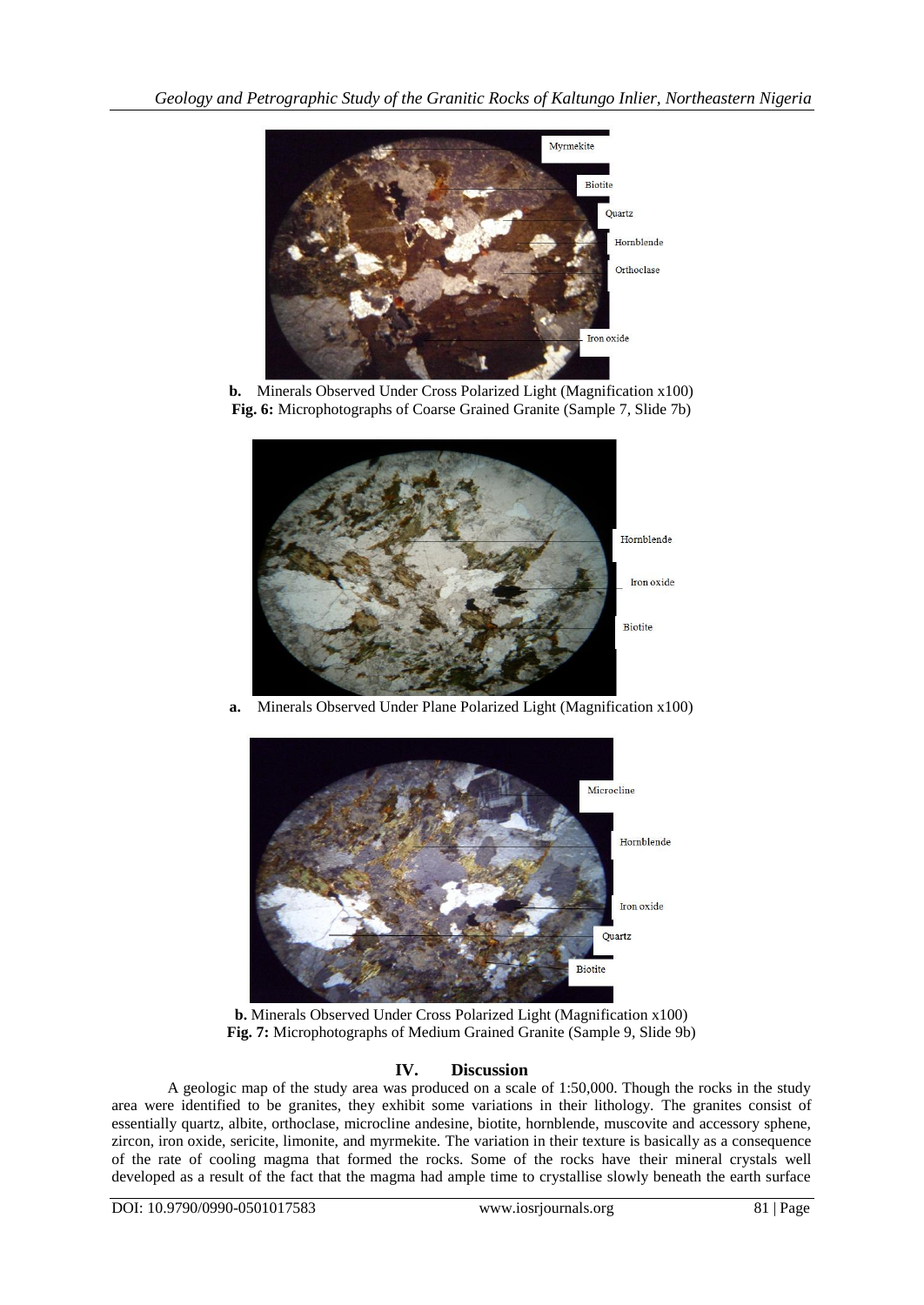**b.** Minerals Observed Under Cross Polarized Light (Magnification x100)
**Fig. 6:** Microphotographs of Coarse Grained Granite (Sample 7, Slide 7b)

**a.** Minerals Observed Under Plane Polarized Light (Magnification x100)

**b.** Minerals Observed Under Cross Polarized Light (Magnification x100)
**Fig. 7:** Microphotographs of Medium Grained Granite (Sample 9, Slide 9b)

## IV. Discussion

A geologic map of the study area was produced on a scale of 1:50,000. Though the rocks in the study area were identified to be granites, they exhibit some variations in their lithology. The granites consist of essentially quartz, albite, orthoclase, microcline andesine, biotite, hornblende, muscovite and accessory sphene, zircon, iron oxide, sericite, limonite, and myrmekite. The variation in their texture is basically as a consequence of the rate of cooling magma that formed the rocks. Some of the rocks have their mineral crystals well developed as a result of the fact that the magma had ample time to crystallise slowly beneath the earth surface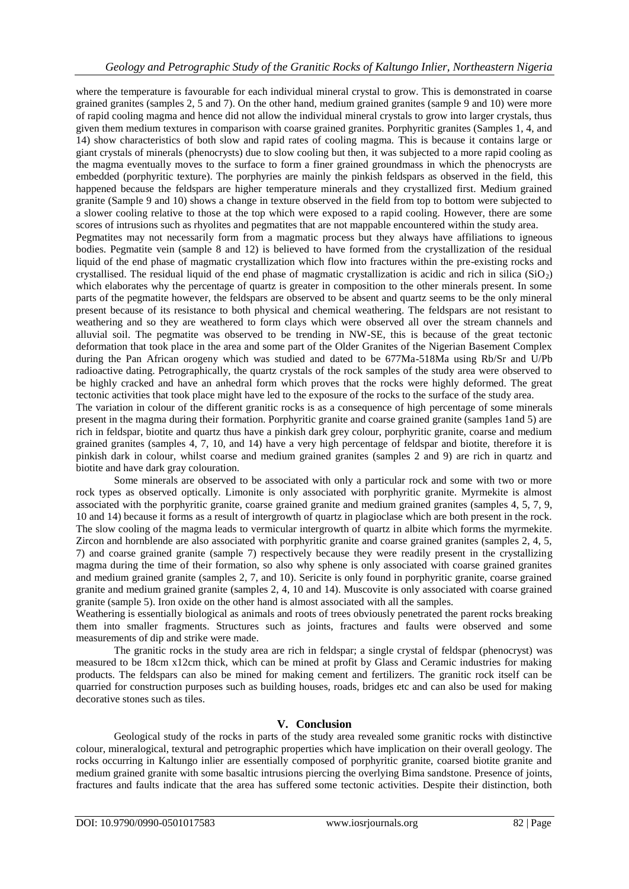where the temperature is favourable for each individual mineral crystal to grow. This is demonstrated in coarse grained granites (samples 2, 5 and 7). On the other hand, medium grained granites (sample 9 and 10) were more of rapid cooling magma and hence did not allow the individual mineral crystals to grow into larger crystals, thus given them medium textures in comparison with coarse grained granites. Porphyritic granites (Samples 1, 4, and 14) show characteristics of both slow and rapid rates of cooling magma. This is because it contains large or giant crystals of minerals (phenocrysts) due to slow cooling but then, it was subjected to a more rapid cooling as the magma eventually moves to the surface to form a finer grained groundmass in which the phenocrysts are embedded (porphyritic texture). The porphyries are mainly the pinkish feldspars as observed in the field, this happened because the feldspars are higher temperature minerals and they crystallized first. Medium grained granite (Sample 9 and 10) shows a change in texture observed in the field from top to bottom were subjected to a slower cooling relative to those at the top which were exposed to a rapid cooling. However, there are some scores of intrusions such as rhyolites and pegmatites that are not mappable encountered within the study area.

Pegmatites may not necessarily form from a magmatic process but they always have affiliations to igneous bodies. Pegmatite vein (sample 8 and 12) is believed to have formed from the crystallization of the residual liquid of the end phase of magmatic crystallization which flow into fractures within the pre-existing rocks and crystallised. The residual liquid of the end phase of magmatic crystallization is acidic and rich in silica ($SiO_2$) which elaborates why the percentage of quartz is greater in composition to the other minerals present. In some parts of the pegmatite however, the feldspars are observed to be absent and quartz seems to be the only mineral present because of its resistance to both physical and chemical weathering. The feldspars are not resistant to weathering and so they are weathered to form clays which were observed all over the stream channels and alluvial soil. The pegmatite was observed to be trending in NW-SE, this is because of the great tectonic deformation that took place in the area and some part of the Older Granites of the Nigerian Basement Complex during the Pan African orogeny which was studied and dated to be 677Ma-518Ma using Rb/Sr and U/Pb radioactive dating. Petrographically, the quartz crystals of the rock samples of the study area were observed to be highly cracked and have an anhedral form which proves that the rocks were highly deformed. The great tectonic activities that took place might have led to the exposure of the rocks to the surface of the study area.

The variation in colour of the different granitic rocks is as a consequence of high percentage of some minerals present in the magma during their formation. Porphyritic granite and coarse grained granite (samples 1and 5) are rich in feldspar, biotite and quartz thus have a pinkish dark grey colour, porphyritic granite, coarse and medium grained granites (samples 4, 7, 10, and 14) have a very high percentage of feldspar and biotite, therefore it is pinkish dark in colour, whilst coarse and medium grained granites (samples 2 and 9) are rich in quartz and biotite and have dark gray colouration.

Some minerals are observed to be associated with only a particular rock and some with two or more rock types as observed optically. Limonite is only associated with porphyritic granite. Myrmekite is almost associated with the porphyritic granite, coarse grained granite and medium grained granites (samples 4, 5, 7, 9, 10 and 14) because it forms as a result of intergrowth of quartz in plagioclase which are both present in the rock. The slow cooling of the magma leads to vermicular intergrowth of quartz in albite which forms the myrmekite. Zircon and hornblende are also associated with porphyritic granite and coarse grained granites (samples 2, 4, 5, 7) and coarse grained granite (sample 7) respectively because they were readily present in the crystallizing magma during the time of their formation, so also why sphene is only associated with coarse grained granites and medium grained granite (samples 2, 7, and 10). Sericite is only found in porphyritic granite, coarse grained granite and medium grained granite (samples 2, 4, 10 and 14). Muscovite is only associated with coarse grained granite (sample 5). Iron oxide on the other hand is almost associated with all the samples.

Weathering is essentially biological as animals and roots of trees obviously penetrated the parent rocks breaking them into smaller fragments. Structures such as joints, fractures and faults were observed and some measurements of dip and strike were made.

The granitic rocks in the study area are rich in feldspar; a single crystal of feldspar (phenocryst) was measured to be 18cm x12cm thick, which can be mined at profit by Glass and Ceramic industries for making products. The feldspars can also be mined for making cement and fertilizers. The granitic rock itself can be quarried for construction purposes such as building houses, roads, bridges etc and can also be used for making decorative stones such as tiles.

## V. Conclusion

Geological study of the rocks in parts of the study area revealed some granitic rocks with distinctive colour, mineralogical, textural and petrographic properties which have implication on their overall geology. The rocks occurring in Kaltungo inlier are essentially composed of porphyritic granite, coarsed biotite granite and medium grained granite with some basaltic intrusions piercing the overlying Bima sandstone. Presence of joints, fractures and faults indicate that the area has suffered some tectonic activities. Despite their distinction, both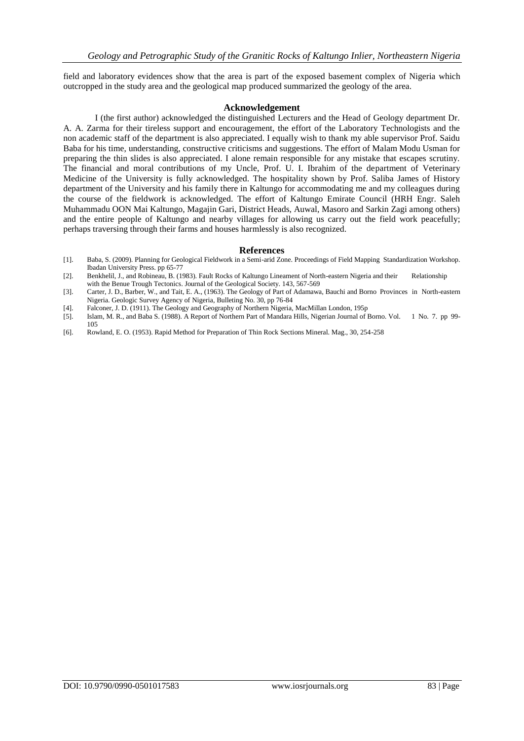field and laboratory evidences show that the area is part of the exposed basement complex of Nigeria which outcropped in the study area and the geological map produced summarized the geology of the area.

## Acknowledgement

I (the first author) acknowledged the distinguished Lecturers and the Head of Geology department Dr. A. A. Zarma for their tireless support and encouragement, the effort of the Laboratory Technologists and the non academic staff of the department is also appreciated. I equally wish to thank my able supervisor Prof. Saidu Baba for his time, understanding, constructive criticisms and suggestions. The effort of Malam Modu Usman for preparing the thin slides is also appreciated. I alone remain responsible for any mistake that escapes scrutiny. The financial and moral contributions of my Uncle, Prof. U. I. Ibrahim of the department of Veterinary Medicine of the University is fully acknowledged. The hospitality shown by Prof. Saliba James of History department of the University and his family there in Kaltungo for accommodating me and my colleagues during the course of the fieldwork is acknowledged. The effort of Kaltungo Emirate Council (HRH Engr. Saleh Muhammadu OON Mai Kaltungo, Magajin Gari, District Heads, Auwal, Masoro and Sarkin Zagi among others) and the entire people of Kaltungo and nearby villages for allowing us carry out the field work peacefully; perhaps traversing through their farms and houses harmlessly is also recognized.

## References

[1]. Baba, S. (2009). Planning for Geological Fieldwork in a Semi-arid Zone. Proceedings of Field Mapping Standardization Workshop. Ibadan University Press. pp 65-77

[2]. Benkhelil, J., and Robineau, B. (1983). Fault Rocks of Kaltungo Lineament of North-eastern Nigeria and their Relationship with the Benue Trough Tectonics. Journal of the Geological Society. 143, 567-569

[3]. Carter, J. D., Barber, W., and Tait, E. A., (1963). The Geology of Part of Adamawa, Bauchi and Borno Provinces in North-eastern Nigeria. Geologic Survey Agency of Nigeria, Bulleting No. 30, pp 76-84

[4]. Falconer, J. D. (1911). The Geology and Geography of Northern Nigeria, MacMillan London, 195p

[5]. Islam, M. R., and Baba S. (1988). A Report of Northern Part of Mandara Hills, Nigerian Journal of Borno. Vol. 1 No. 7. pp 99-105

[6]. Rowland, E. O. (1953). Rapid Method for Preparation of Thin Rock Sections Mineral. Mag., 30, 254-258